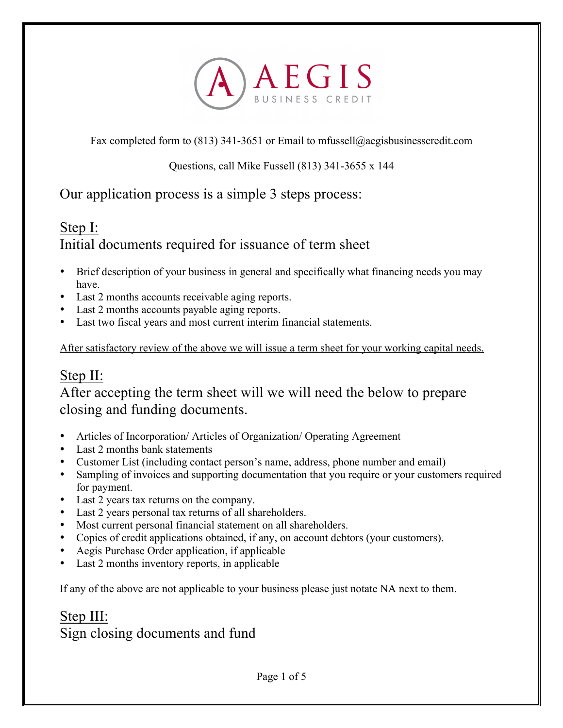# AEGIS BUSINESS CREDIT

Fax completed form to (813) 341-3651 or Email to mfussell@aegisbusinesscredit.com

Questions, call Mike Fussell (813) 341-3655 x 144

## Our application process is a simple 3 steps process:

## Step I:
## Initial documents required for issuance of term sheet

- Brief description of your business in general and specifically what financing needs you may have.
- Last 2 months accounts receivable aging reports.
- Last 2 months accounts payable aging reports.
- Last two fiscal years and most current interim financial statements.

After satisfactory review of the above we will issue a term sheet for your working capital needs.

## Step II:
## After accepting the term sheet will we will need the below to prepare closing and funding documents.

- Articles of Incorporation/ Articles of Organization/ Operating Agreement
- Last 2 months bank statements
- Customer List (including contact person's name, address, phone number and email)
- Sampling of invoices and supporting documentation that you require or your customers required for payment.
- Last 2 years tax returns on the company.
- Last 2 years personal tax returns of all shareholders.
- Most current personal financial statement on all shareholders.
- Copies of credit applications obtained, if any, on account debtors (your customers).
- Aegis Purchase Order application, if applicable
- Last 2 months inventory reports, in applicable

If any of the above are not applicable to your business please just notate NA next to them.

## Step III:
## Sign closing documents and fund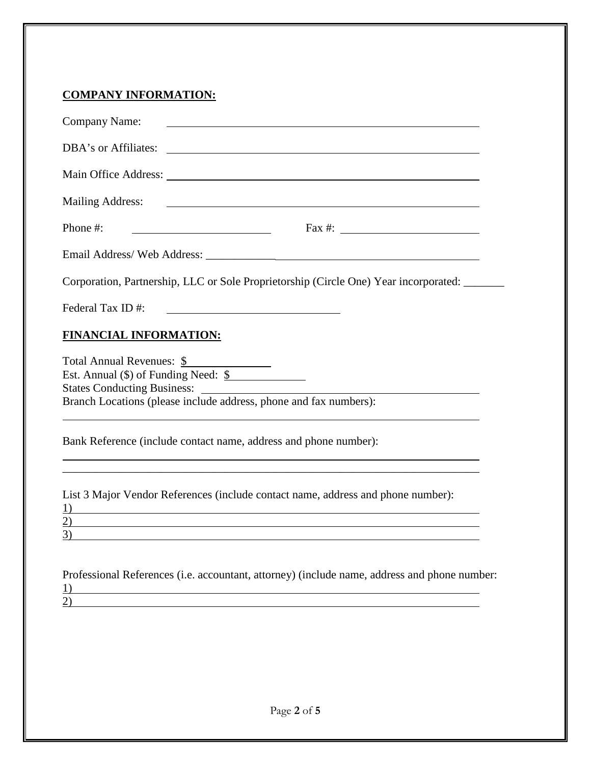**COMPANY INFORMATION:**

Company Name: ______________________________________________

DBA's or Affiliates: ______________________________________________

Main Office Address: ______________________________________________

Mailing Address: ______________________________________________

Phone #: ____________________ Fax #: ____________________

Email Address/ Web Address: ______________________________________________

Corporation, Partnership, LLC or Sole Proprietorship (Circle One) Year incorporated: _______

Federal Tax ID #: ________________________

**FINANCIAL INFORMATION:**

Total Annual Revenues: $______________
Est. Annual ($) of Funding Need: $____________
States Conducting Business: ______________________________________________
Branch Locations (please include address, phone and fax numbers):

______________________________________________

Bank Reference (include contact name, address and phone number):

______________________________________________

______________________________________________

List 3 Major Vendor References (include contact name, address and phone number):
1) ______________________________________________
2) ______________________________________________
3) ______________________________________________

Professional References (i.e. accountant, attorney) (include name, address and phone number:
1) ______________________________________________
2) ______________________________________________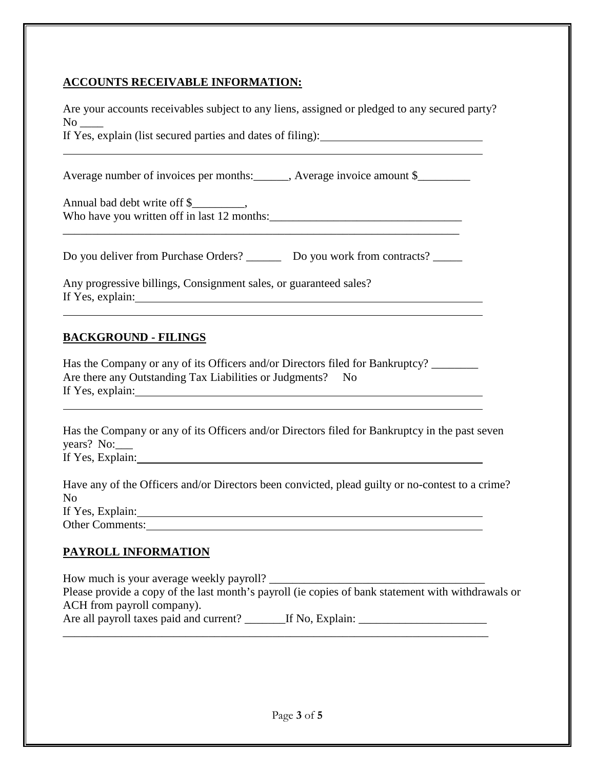## ACCOUNTS RECEIVABLE INFORMATION:

Are your accounts receivables subject to any liens, assigned or pledged to any secured party? No ____

If Yes, explain (list secured parties and dates of filing): ____________________________

______________________________________________________________________________

Average number of invoices per months:______, Average invoice amount $_________

Annual bad debt write off $_________,

Who have you written off in last 12 months:_________________________________

______________________________________________________________________________

Do you deliver from Purchase Orders? ______ Do you work from contracts? _____

Any progressive billings, Consignment sales, or guaranteed sales?

If Yes, explain: ______________________________________________________________

______________________________________________________________________________

## BACKGROUND - FILINGS

Has the Company or any of its Officers and/or Directors filed for Bankruptcy? ________

Are there any Outstanding Tax Liabilities or Judgments? No

If Yes, explain: ______________________________________________________________

______________________________________________________________________________

Has the Company or any of its Officers and/or Directors filed for Bankruptcy in the past seven years? No:___

If Yes, Explain: ______________________________________________________________

Have any of the Officers and/or Directors been convicted, plead guilty or no-contest to a crime? No

If Yes, Explain: ______________________________________________________________

Other Comments: _____________________________________________________________

## PAYROLL INFORMATION

How much is your average weekly payroll? _____________________________________

Please provide a copy of the last month's payroll (ie copies of bank statement with withdrawals or ACH from payroll company).

Are all payroll taxes paid and current? _______If No, Explain: ______________________

______________________________________________________________________________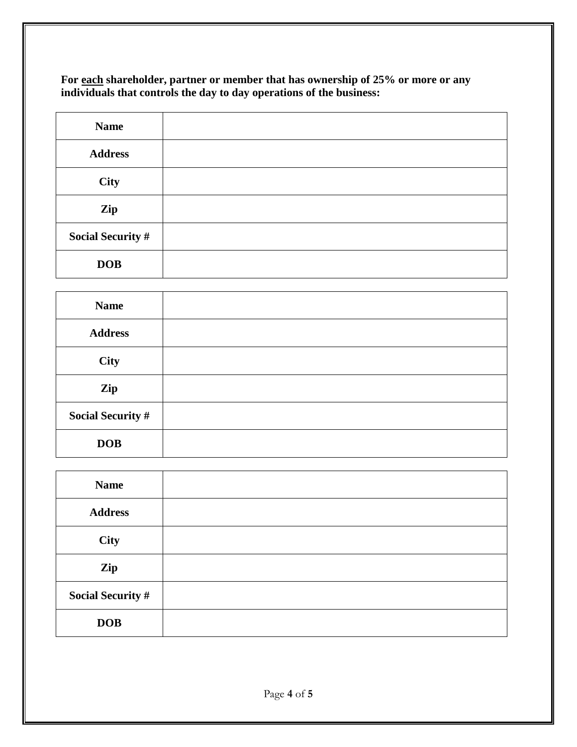**For <u>each</u> shareholder, partner or member that has ownership of 25% or more or any individuals that controls the day to day operations of the business:**

| **Name** | |
|---|---|
| **Address** | |
| **City** | |
| **Zip** | |
| **Social Security #** | |
| **DOB** | |

| **Name** | |
|---|---|
| **Address** | |
| **City** | |
| **Zip** | |
| **Social Security #** | |
| **DOB** | |

| **Name** | |
|---|---|
| **Address** | |
| **City** | |
| **Zip** | |
| **Social Security #** | |
| **DOB** | |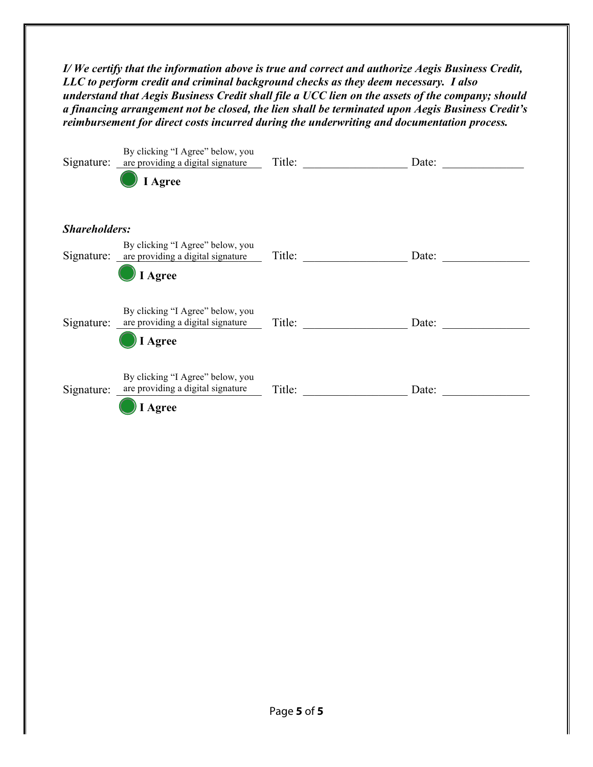***I/ We certify that the information above is true and correct and authorize Aegis Business Credit, LLC to perform credit and criminal background checks as they deem necessary. I also understand that Aegis Business Credit shall file a UCC lien on the assets of the company; should a financing arrangement not be closed, the lien shall be terminated upon Aegis Business Credit's reimbursement for direct costs incurred during the underwriting and documentation process.***

Signature: By clicking "I Agree" below, you are providing a digital signature ______ Title: __________________ Date: ______________

**I Agree**

***Shareholders:***

Signature: By clicking "I Agree" below, you are providing a digital signature ______ Title: __________________ Date: ______________

**I Agree**

Signature: By clicking "I Agree" below, you are providing a digital signature ______ Title: __________________ Date: ______________

**I Agree**

Signature: By clicking "I Agree" below, you are providing a digital signature ______ Title: __________________ Date: ______________

**I Agree**